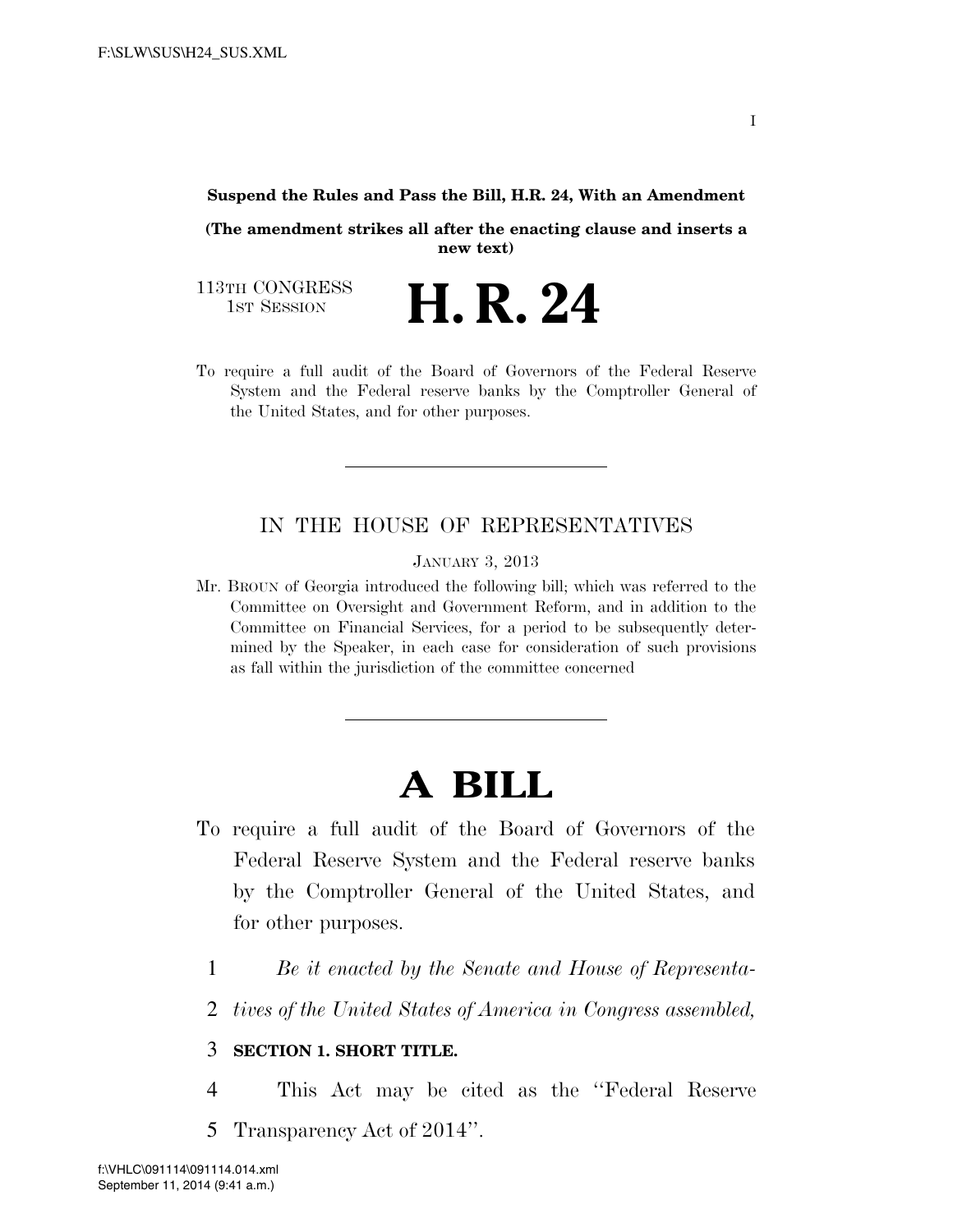**Suspend the Rules and Pass the Bill, H.R. 24, With an Amendment**

**(The amendment strikes all after the enacting clause and inserts a new text)**

113TH CONGRESS
1ST SESSION

# H. R. 24

To require a full audit of the Board of Governors of the Federal Reserve System and the Federal reserve banks by the Comptroller General of the United States, and for other purposes.

---

IN THE HOUSE OF REPRESENTATIVES

JANUARY 3, 2013

Mr. BROUN of Georgia introduced the following bill; which was referred to the Committee on Oversight and Government Reform, and in addition to the Committee on Financial Services, for a period to be subsequently determined by the Speaker, in each case for consideration of such provisions as fall within the jurisdiction of the committee concerned

---

# A BILL

To require a full audit of the Board of Governors of the Federal Reserve System and the Federal reserve banks by the Comptroller General of the United States, and for other purposes.

1 *Be it enacted by the Senate and House of Representa-*
2 *tives of the United States of America in Congress assembled,*

3 **SECTION 1. SHORT TITLE.**

4 This Act may be cited as the ''Federal Reserve
5 Transparency Act of 2014''.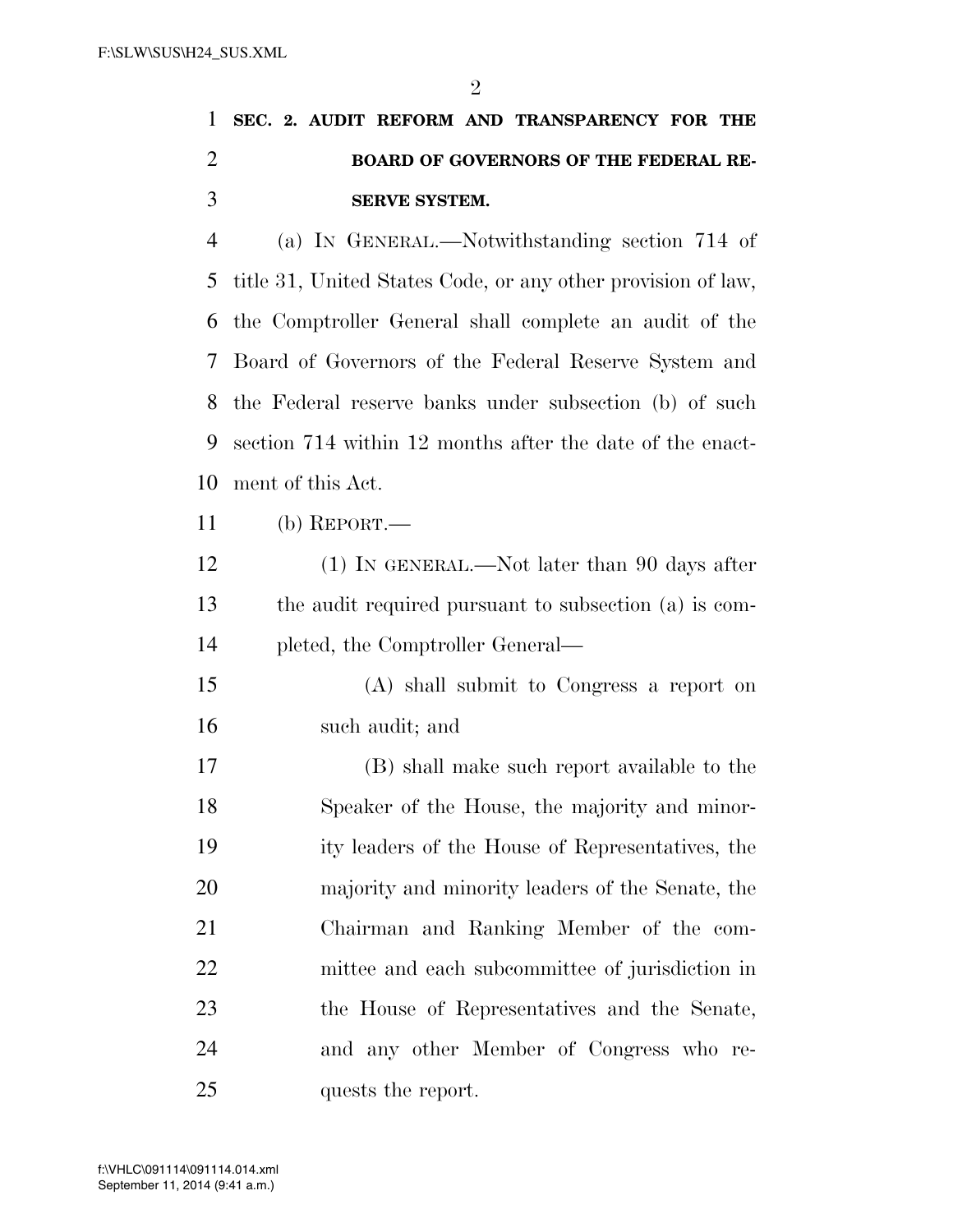**SEC. 2. AUDIT REFORM AND TRANSPARENCY FOR THE BOARD OF GOVERNORS OF THE FEDERAL RESERVE SYSTEM.**

(a) IN GENERAL.—Notwithstanding section 714 of title 31, United States Code, or any other provision of law, the Comptroller General shall complete an audit of the Board of Governors of the Federal Reserve System and the Federal reserve banks under subsection (b) of such section 714 within 12 months after the date of the enactment of this Act.

(b) REPORT.—

(1) IN GENERAL.—Not later than 90 days after the audit required pursuant to subsection (a) is completed, the Comptroller General—

(A) shall submit to Congress a report on such audit; and

(B) shall make such report available to the Speaker of the House, the majority and minority leaders of the House of Representatives, the majority and minority leaders of the Senate, the Chairman and Ranking Member of the committee and each subcommittee of jurisdiction in the House of Representatives and the Senate, and any other Member of Congress who requests the report.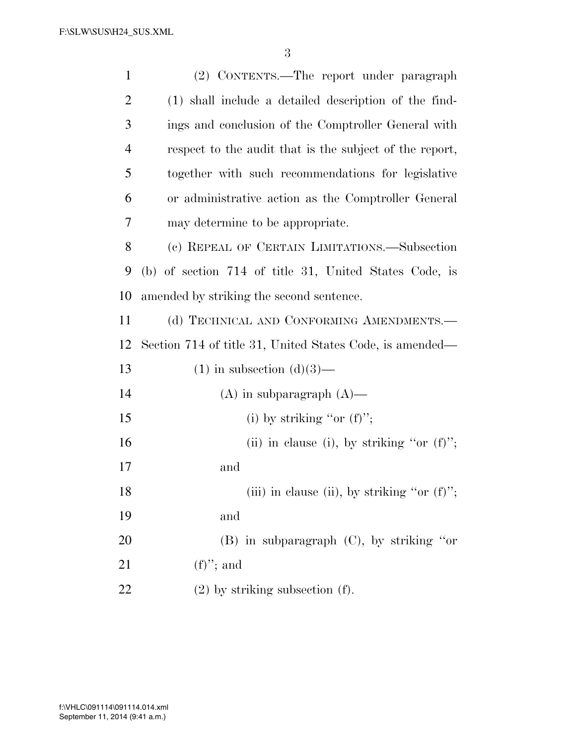(2) CONTENTS.—The report under paragraph (1) shall include a detailed description of the findings and conclusion of the Comptroller General with respect to the audit that is the subject of the report, together with such recommendations for legislative or administrative action as the Comptroller General may determine to be appropriate.

(c) REPEAL OF CERTAIN LIMITATIONS.—Subsection (b) of section 714 of title 31, United States Code, is amended by striking the second sentence.

(d) TECHNICAL AND CONFORMING AMENDMENTS.—Section 714 of title 31, United States Code, is amended—

(1) in subsection (d)(3)—

(A) in subparagraph (A)—

(i) by striking "or (f)";

(ii) in clause (i), by striking "or (f)"; and

(iii) in clause (ii), by striking "or (f)"; and

(B) in subparagraph (C), by striking "or (f)"; and

(2) by striking subsection (f).